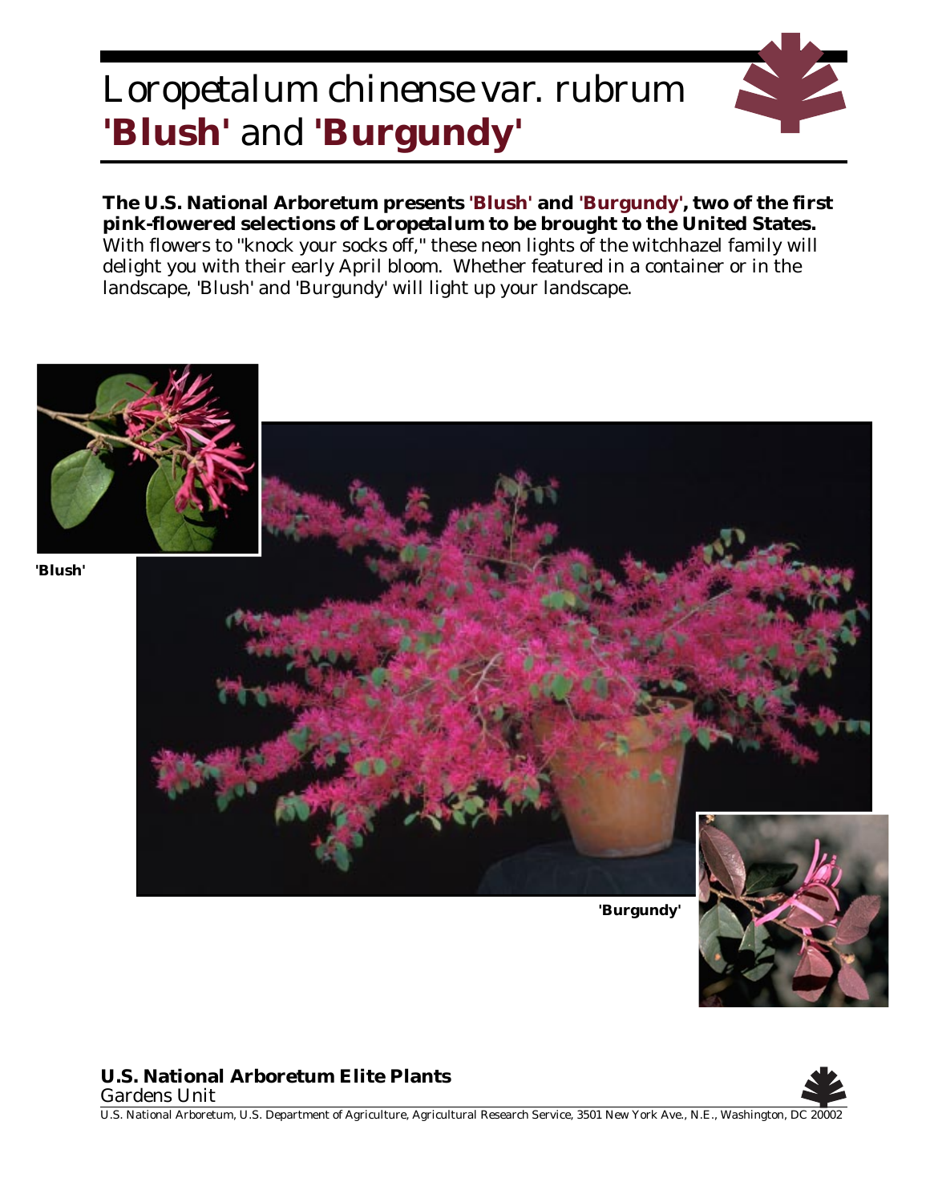# *Loropetalum chinense* var. *rubrum* 'Blush' and 'Burgundy'

**The U.S. National Arboretum presents 'Blush' and 'Burgundy', two of the first pink-flowered selections of *Loropetalum* to be brought to the United States.** With flowers to "knock your socks off," these neon lights of the witchhazel family will delight you with their early April bloom. Whether featured in a container or in the landscape, 'Blush' and 'Burgundy' will light up your landscape.

**'Blush'**

**'Burgundy'**

**U.S. National Arboretum Elite Plants**
*Gardens Unit*

U.S. National Arboretum, U.S. Department of Agriculture, Agricultural Research Service, 3501 New York Ave., N.E., Washington, DC 20002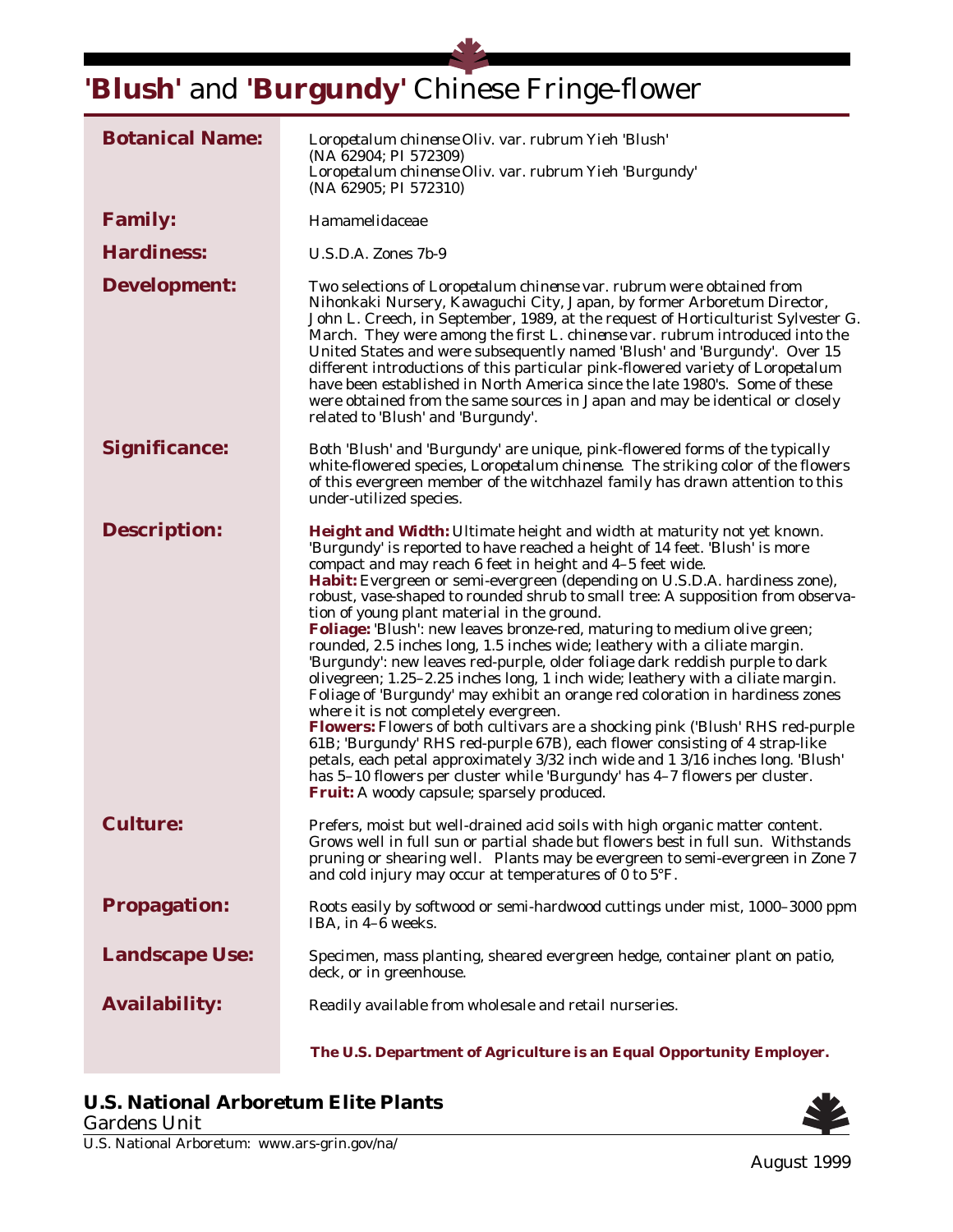# 'Blush' and 'Burgundy' Chinese Fringe-flower

**Botanical Name:**

*Loropetalum chinense* Oliv. var. *rubrum* Yieh 'Blush'
(NA 62904; PI 572309)
*Loropetalum chinense* Oliv. var. *rubrum* Yieh 'Burgundy'
(NA 62905; PI 572310)

**Family:**

Hamamelidaceae

**Hardiness:**

U.S.D.A. Zones 7b-9

**Development:**

Two selections of *Loropetalum chinense* var. *rubrum* were obtained from Nihonkaki Nursery, Kawaguchi City, Japan, by former Arboretum Director, John L. Creech, in September, 1989, at the request of Horticulturist Sylvester G. March. They were among the first *L. chinense* var. *rubrum* introduced into the United States and were subsequently named 'Blush' and 'Burgundy'. Over 15 different introductions of this particular pink-flowered variety of *Loropetalum* have been established in North America since the late 1980's. Some of these were obtained from the same sources in Japan and may be identical or closely related to 'Blush' and 'Burgundy'.

**Significance:**

Both 'Blush' and 'Burgundy' are unique, pink-flowered forms of the typically white-flowered species, *Loropetalum chinense*. The striking color of the flowers of this evergreen member of the witchhazel family has drawn attention to this under-utilized species.

**Description:**

**Height and Width:** Ultimate height and width at maturity not yet known. 'Burgundy' is reported to have reached a height of 14 feet. 'Blush' is more compact and may reach 6 feet in height and 4–5 feet wide.
**Habit:** Evergreen or semi-evergreen (depending on U.S.D.A. hardiness zone), robust, vase-shaped to rounded shrub to small tree: A supposition from observation of young plant material in the ground.
**Foliage:** 'Blush': new leaves bronze-red, maturing to medium olive green; rounded, 2.5 inches long, 1.5 inches wide; leathery with a ciliate margin. 'Burgundy': new leaves red-purple, older foliage dark reddish purple to dark olivegreen; 1.25–2.25 inches long, 1 inch wide; leathery with a ciliate margin. Foliage of 'Burgundy' may exhibit an orange red coloration in hardiness zones where it is not completely evergreen.
**Flowers:** Flowers of both cultivars are a shocking pink ('Blush' RHS red-purple 61B; 'Burgundy' RHS red-purple 67B), each flower consisting of 4 strap-like petals, each petal approximately 3/32 inch wide and 1 3/16 inches long. 'Blush' has 5–10 flowers per cluster while 'Burgundy' has 4–7 flowers per cluster.
**Fruit:** A woody capsule; sparsely produced.

**Culture:**

Prefers, moist but well-drained acid soils with high organic matter content. Grows well in full sun or partial shade but flowers best in full sun. Withstands pruning or shearing well. Plants may be evergreen to semi-evergreen in Zone 7 and cold injury may occur at temperatures of 0 to 5°F.

**Propagation:**

Roots easily by softwood or semi-hardwood cuttings under mist, 1000–3000 ppm IBA, in 4–6 weeks.

**Landscape Use:**

Specimen, mass planting, sheared evergreen hedge, container plant on patio, deck, or in greenhouse.

**Availability:**

Readily available from wholesale and retail nurseries.

**The U.S. Department of Agriculture is an Equal Opportunity Employer.**

**U.S. National Arboretum Elite Plants**
Gardens Unit
U.S. National Arboretum: www.ars-grin.gov/na/

August 1999